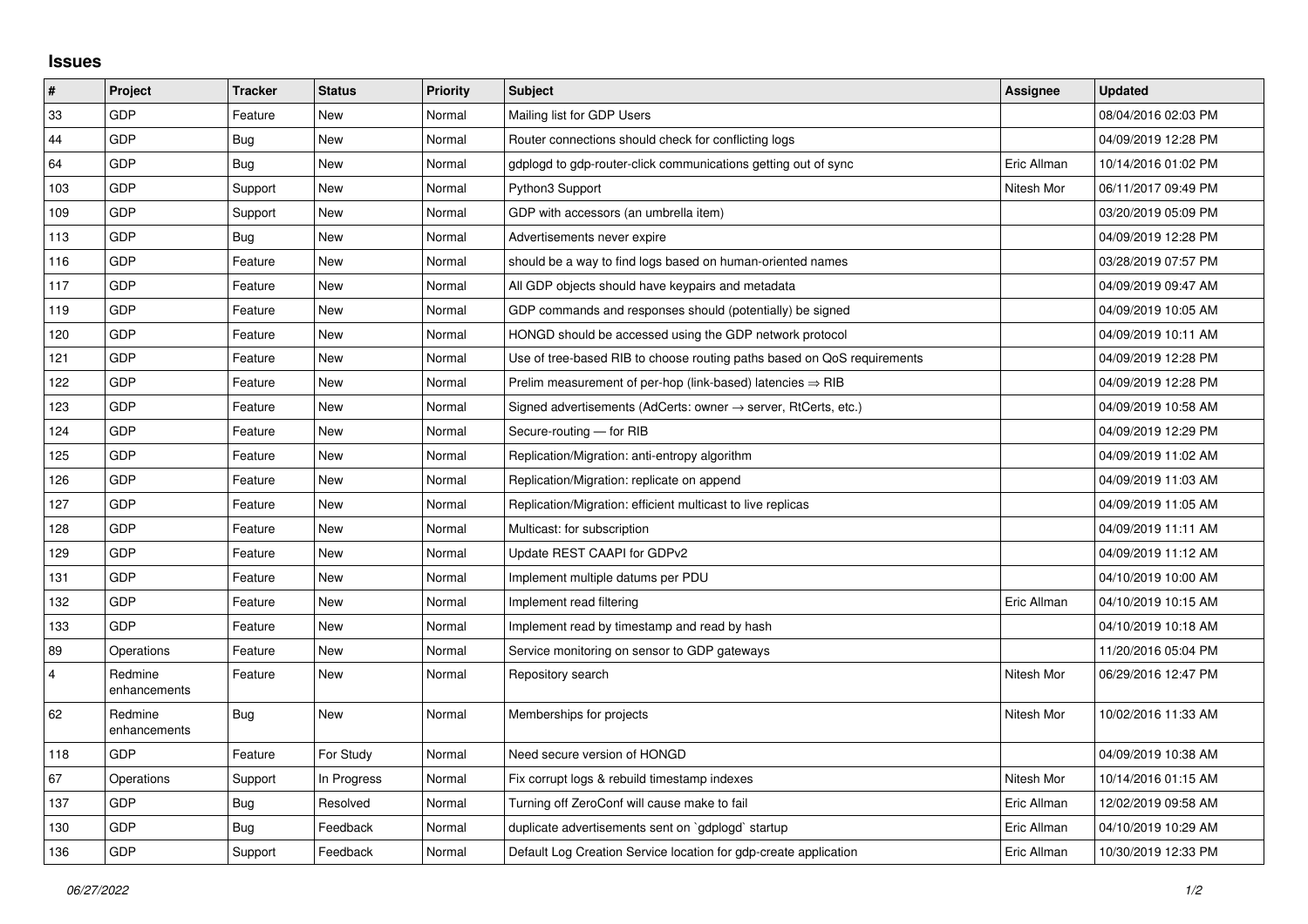## Issues

| # | Project | Tracker | Status | Priority | Subject | Assignee | Updated |
|---|---|---|---|---|---|---|---|
| 33 | GDP | Feature | New | Normal | Mailing list for GDP Users | | 08/04/2016 02:03 PM |
| 44 | GDP | Bug | New | Normal | Router connections should check for conflicting logs | | 04/09/2019 12:28 PM |
| 64 | GDP | Bug | New | Normal | gdplogd to gdp-router-click communications getting out of sync | Eric Allman | 10/14/2016 01:02 PM |
| 103 | GDP | Support | New | Normal | Python3 Support | Nitesh Mor | 06/11/2017 09:49 PM |
| 109 | GDP | Support | New | Normal | GDP with accessors (an umbrella item) | | 03/20/2019 05:09 PM |
| 113 | GDP | Bug | New | Normal | Advertisements never expire | | 04/09/2019 12:28 PM |
| 116 | GDP | Feature | New | Normal | should be a way to find logs based on human-oriented names | | 03/28/2019 07:57 PM |
| 117 | GDP | Feature | New | Normal | All GDP objects should have keypairs and metadata | | 04/09/2019 09:47 AM |
| 119 | GDP | Feature | New | Normal | GDP commands and responses should (potentially) be signed | | 04/09/2019 10:05 AM |
| 120 | GDP | Feature | New | Normal | HONGD should be accessed using the GDP network protocol | | 04/09/2019 10:11 AM |
| 121 | GDP | Feature | New | Normal | Use of tree-based RIB to choose routing paths based on QoS requirements | | 04/09/2019 12:28 PM |
| 122 | GDP | Feature | New | Normal | Prelim measurement of per-hop (link-based) latencies ⇒ RIB | | 04/09/2019 12:28 PM |
| 123 | GDP | Feature | New | Normal | Signed advertisements (AdCerts: owner → server, RtCerts, etc.) | | 04/09/2019 10:58 AM |
| 124 | GDP | Feature | New | Normal | Secure-routing — for RIB | | 04/09/2019 12:29 PM |
| 125 | GDP | Feature | New | Normal | Replication/Migration: anti-entropy algorithm | | 04/09/2019 11:02 AM |
| 126 | GDP | Feature | New | Normal | Replication/Migration: replicate on append | | 04/09/2019 11:03 AM |
| 127 | GDP | Feature | New | Normal | Replication/Migration: efficient multicast to live replicas | | 04/09/2019 11:05 AM |
| 128 | GDP | Feature | New | Normal | Multicast: for subscription | | 04/09/2019 11:11 AM |
| 129 | GDP | Feature | New | Normal | Update REST CAAPI for GDPv2 | | 04/09/2019 11:12 AM |
| 131 | GDP | Feature | New | Normal | Implement multiple datums per PDU | | 04/10/2019 10:00 AM |
| 132 | GDP | Feature | New | Normal | Implement read filtering | Eric Allman | 04/10/2019 10:15 AM |
| 133 | GDP | Feature | New | Normal | Implement read by timestamp and read by hash | | 04/10/2019 10:18 AM |
| 89 | Operations | Feature | New | Normal | Service monitoring on sensor to GDP gateways | | 11/20/2016 05:04 PM |
| 4 | Redmine enhancements | Feature | New | Normal | Repository search | Nitesh Mor | 06/29/2016 12:47 PM |
| 62 | Redmine enhancements | Bug | New | Normal | Memberships for projects | Nitesh Mor | 10/02/2016 11:33 AM |
| 118 | GDP | Feature | For Study | Normal | Need secure version of HONGD | | 04/09/2019 10:38 AM |
| 67 | Operations | Support | In Progress | Normal | Fix corrupt logs & rebuild timestamp indexes | Nitesh Mor | 10/14/2016 01:15 AM |
| 137 | GDP | Bug | Resolved | Normal | Turning off ZeroConf will cause make to fail | Eric Allman | 12/02/2019 09:58 AM |
| 130 | GDP | Bug | Feedback | Normal | duplicate advertisements sent on `gdplogd` startup | Eric Allman | 04/10/2019 10:29 AM |
| 136 | GDP | Support | Feedback | Normal | Default Log Creation Service location for gdp-create application | Eric Allman | 10/30/2019 12:33 PM |

*06/27/2022*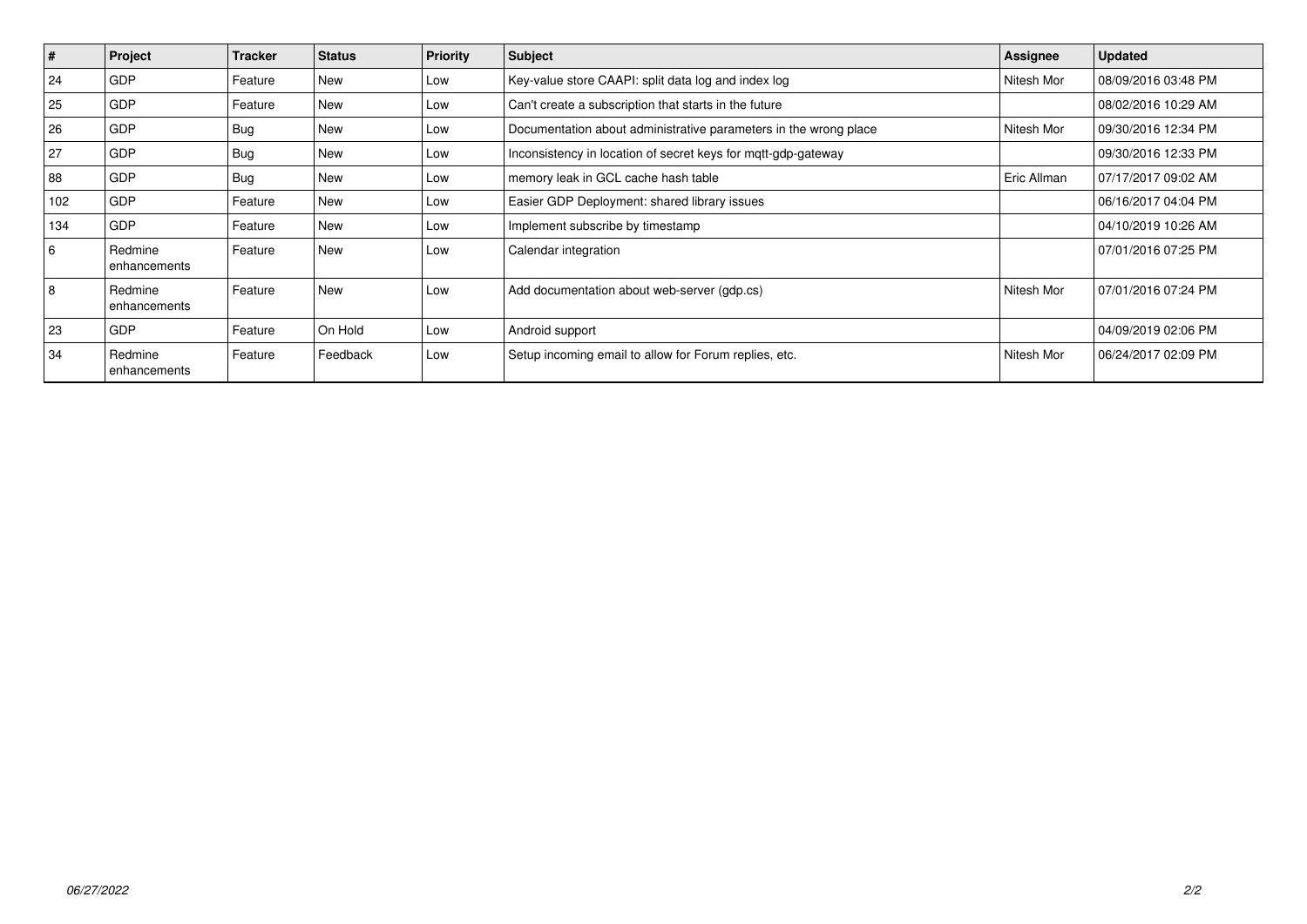| # | Project | Tracker | Status | Priority | Subject | Assignee | Updated |
|---|---|---|---|---|---|---|---|
| 24 | GDP | Feature | New | Low | Key-value store CAAPI: split data log and index log | Nitesh Mor | 08/09/2016 03:48 PM |
| 25 | GDP | Feature | New | Low | Can't create a subscription that starts in the future | | 08/02/2016 10:29 AM |
| 26 | GDP | Bug | New | Low | Documentation about administrative parameters in the wrong place | Nitesh Mor | 09/30/2016 12:34 PM |
| 27 | GDP | Bug | New | Low | Inconsistency in location of secret keys for mqtt-gdp-gateway | | 09/30/2016 12:33 PM |
| 88 | GDP | Bug | New | Low | memory leak in GCL cache hash table | Eric Allman | 07/17/2017 09:02 AM |
| 102 | GDP | Feature | New | Low | Easier GDP Deployment: shared library issues | | 06/16/2017 04:04 PM |
| 134 | GDP | Feature | New | Low | Implement subscribe by timestamp | | 04/10/2019 10:26 AM |
| 6 | Redmine enhancements | Feature | New | Low | Calendar integration | | 07/01/2016 07:25 PM |
| 8 | Redmine enhancements | Feature | New | Low | Add documentation about web-server (gdp.cs) | Nitesh Mor | 07/01/2016 07:24 PM |
| 23 | GDP | Feature | On Hold | Low | Android support | | 04/09/2019 02:06 PM |
| 34 | Redmine enhancements | Feature | Feedback | Low | Setup incoming email to allow for Forum replies, etc. | Nitesh Mor | 06/24/2017 02:09 PM |

*06/27/2022*